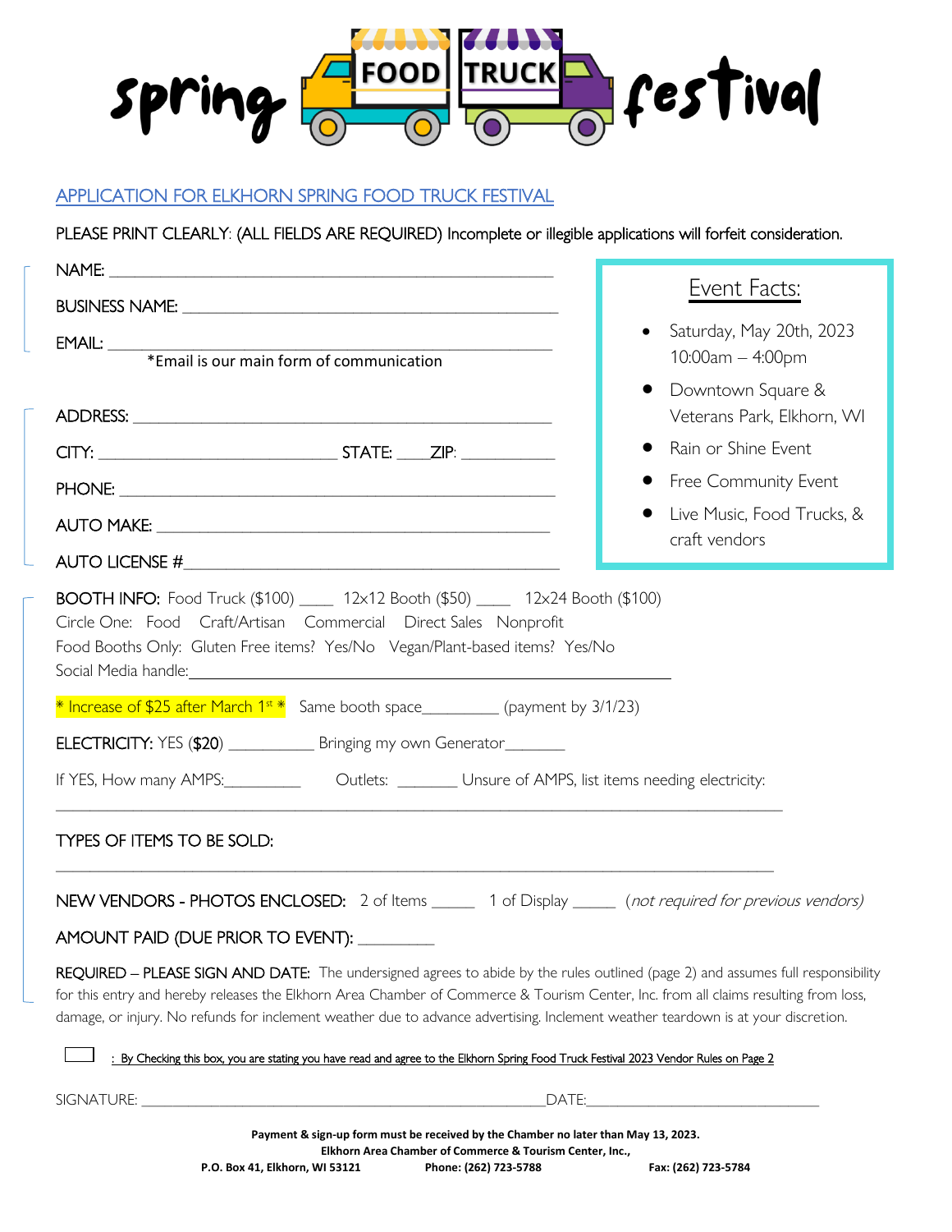# spring FOOD TRUCK festival

APPLICATION FOR ELKHORN SPRING FOOD TRUCK FESTIVAL

PLEASE PRINT CLEARLY: (ALL FIELDS ARE REQUIRED) Incomplete or illegible applications will forfeit consideration.

NAME: ________________________________________________

BUSINESS NAME: ________________________________________

EMAIL: ________________________________________________
*Email is our main form of communication

ADDRESS: ______________________________________________

CITY: ___________________________ STATE: ____ZIP: __________

PHONE: ________________________________________________

AUTO MAKE: ____________________________________________

AUTO LICENSE #_________________________________________

**Event Facts:**

- Saturday, May 20th, 2023 10:00am – 4:00pm
- Downtown Square & Veterans Park, Elkhorn, WI
- Rain or Shine Event
- Free Community Event
- Live Music, Food Trucks, & craft vendors

BOOTH INFO: Food Truck ($100) ____ 12x12 Booth ($50) ____ 12x24 Booth ($100)

Circle One: Food Craft/Artisan Commercial Direct Sales Nonprofit

Food Booths Only: Gluten Free items? Yes/No Vegan/Plant-based items? Yes/No

Social Media handle:_____________________________________________

* Increase of $25 after March 1st * Same booth space_________ (payment by 3/1/23)

ELECTRICITY: YES ($20) __________ Bringing my own Generator_______

If YES, How many AMPS:_________ Outlets: _______ Unsure of AMPS, list items needing electricity:

_____________________________________________________________________________

TYPES OF ITEMS TO BE SOLD:

_____________________________________________________________________________

NEW VENDORS - PHOTOS ENCLOSED: 2 of Items _____ 1 of Display _____ (*not required for previous vendors*)

AMOUNT PAID (DUE PRIOR TO EVENT): _________

REQUIRED – PLEASE SIGN AND DATE: The undersigned agrees to abide by the rules outlined (page 2) and assumes full responsibility for this entry and hereby releases the Elkhorn Area Chamber of Commerce & Tourism Center, Inc. from all claims resulting from loss, damage, or injury. No refunds for inclement weather due to advance advertising. Inclement weather teardown is at your discretion.

☐ : By Checking this box, you are stating you have read and agree to the Elkhorn Spring Food Truck Festival 2023 Vendor Rules on Page 2

SIGNATURE: ____________________________________________DATE:___________________________

**Payment & sign-up form must be received by the Chamber no later than May 13, 2023.**

**Elkhorn Area Chamber of Commerce & Tourism Center, Inc.,**

**P.O. Box 41, Elkhorn, WI 53121 Phone: (262) 723-5788 Fax: (262) 723-5784**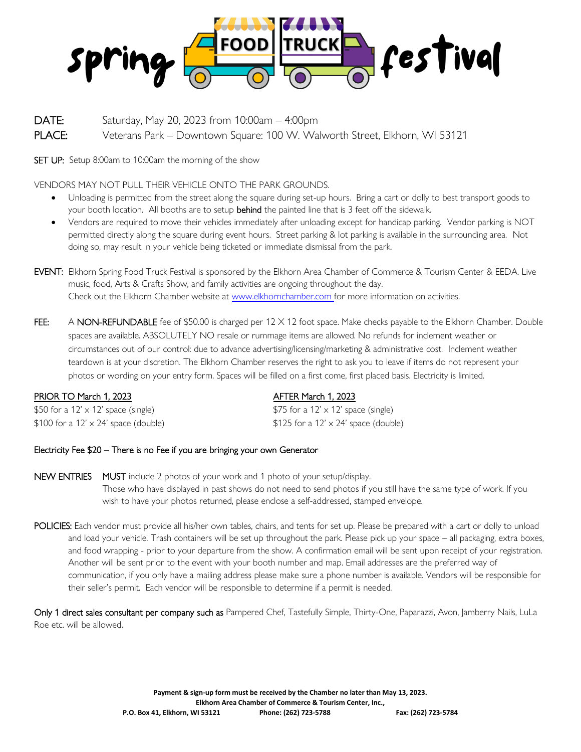# spring FOOD TRUCK festival

**DATE:** Saturday, May 20, 2023 from 10:00am – 4:00pm

**PLACE:** Veterans Park – Downtown Square: 100 W. Walworth Street, Elkhorn, WI 53121

**SET UP:** Setup 8:00am to 10:00am the morning of the show

VENDORS MAY NOT PULL THEIR VEHICLE ONTO THE PARK GROUNDS.

- Unloading is permitted from the street along the square during set-up hours. Bring a cart or dolly to best transport goods to your booth location. All booths are to setup **behind** the painted line that is 3 feet off the sidewalk.
- Vendors are required to move their vehicles immediately after unloading except for handicap parking. Vendor parking is NOT permitted directly along the square during event hours. Street parking & lot parking is available in the surrounding area. Not doing so, may result in your vehicle being ticketed or immediate dismissal from the park.

**EVENT:** Elkhorn Spring Food Truck Festival is sponsored by the Elkhorn Area Chamber of Commerce & Tourism Center & EEDA. Live music, food, Arts & Crafts Show, and family activities are ongoing throughout the day. Check out the Elkhorn Chamber website at www.elkhornchamber.com for more information on activities.

**FEE:** A **NON-REFUNDABLE** fee of $50.00 is charged per 12 X 12 foot space. Make checks payable to the Elkhorn Chamber. Double spaces are available. ABSOLUTELY NO resale or rummage items are allowed. No refunds for inclement weather or circumstances out of our control: due to advance advertising/licensing/marketing & administrative cost. Inclement weather teardown is at your discretion. The Elkhorn Chamber reserves the right to ask you to leave if items do not represent your photos or wording on your entry form. Spaces will be filled on a first come, first placed basis. Electricity is limited.

| PRIOR TO March 1, 2023 | AFTER March 1, 2023 |
|---|---|
| $50 for a 12' x 12' space (single) | $75 for a 12' x 12' space (single) |
| $100 for a 12' x 24' space (double) | $125 for a 12' x 24' space (double) |

Electricity Fee $20 – There is no Fee if you are bringing your own Generator

**NEW ENTRIES** **MUST** include 2 photos of your work and 1 photo of your setup/display. Those who have displayed in past shows do not need to send photos if you still have the same type of work. If you wish to have your photos returned, please enclose a self-addressed, stamped envelope.

**POLICIES:** Each vendor must provide all his/her own tables, chairs, and tents for set up. Please be prepared with a cart or dolly to unload and load your vehicle. Trash containers will be set up throughout the park. Please pick up your space – all packaging, extra boxes, and food wrapping - prior to your departure from the show. A confirmation email will be sent upon receipt of your registration. Another will be sent prior to the event with your booth number and map. Email addresses are the preferred way of communication, if you only have a mailing address please make sure a phone number is available. Vendors will be responsible for their seller's permit. Each vendor will be responsible to determine if a permit is needed.

Only 1 direct sales consultant per company such as Pampered Chef, Tastefully Simple, Thirty-One, Paparazzi, Avon, Jamberry Nails, LuLa Roe etc. will be allowed.

**Payment & sign-up form must be received by the Chamber no later than May 13, 2023.**
**Elkhorn Area Chamber of Commerce & Tourism Center, Inc.,**
**P.O. Box 41, Elkhorn, WI 53121 Phone: (262) 723-5788 Fax: (262) 723-5784**